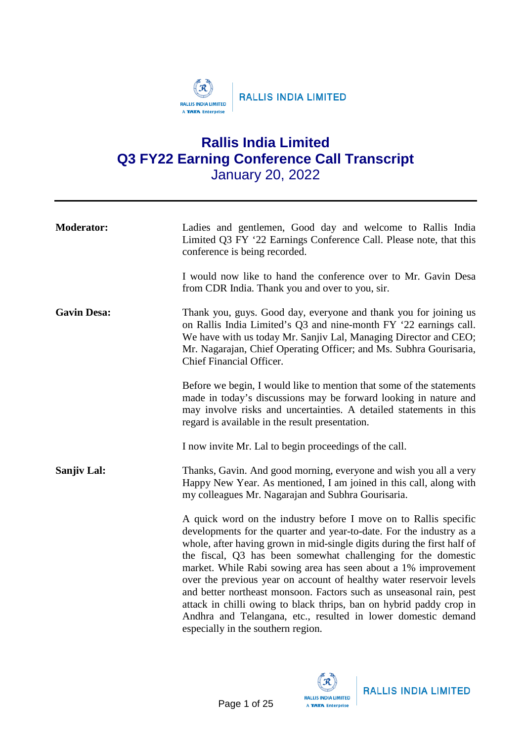# Rallis India Limited

## Q3 FY22 Earning Conference Call Transcript

January 20, 2022

---

**Moderator:** Ladies and gentlemen, Good day and welcome to Rallis India Limited Q3 FY '22 Earnings Conference Call. Please note, that this conference is being recorded.

I would now like to hand the conference over to Mr. Gavin Desa from CDR India. Thank you and over to you, sir.

**Gavin Desa:** Thank you, guys. Good day, everyone and thank you for joining us on Rallis India Limited's Q3 and nine-month FY '22 earnings call. We have with us today Mr. Sanjiv Lal, Managing Director and CEO; Mr. Nagarajan, Chief Operating Officer; and Ms. Subhra Gourisaria, Chief Financial Officer.

Before we begin, I would like to mention that some of the statements made in today's discussions may be forward looking in nature and may involve risks and uncertainties. A detailed statements in this regard is available in the result presentation.

I now invite Mr. Lal to begin proceedings of the call.

**Sanjiv Lal:** Thanks, Gavin. And good morning, everyone and wish you all a very Happy New Year. As mentioned, I am joined in this call, along with my colleagues Mr. Nagarajan and Subhra Gourisaria.

A quick word on the industry before I move on to Rallis specific developments for the quarter and year-to-date. For the industry as a whole, after having grown in mid-single digits during the first half of the fiscal, Q3 has been somewhat challenging for the domestic market. While Rabi sowing area has seen about a 1% improvement over the previous year on account of healthy water reservoir levels and better northeast monsoon. Factors such as unseasonal rain, pest attack in chilli owing to black thrips, ban on hybrid paddy crop in Andhra and Telangana, etc., resulted in lower domestic demand especially in the southern region.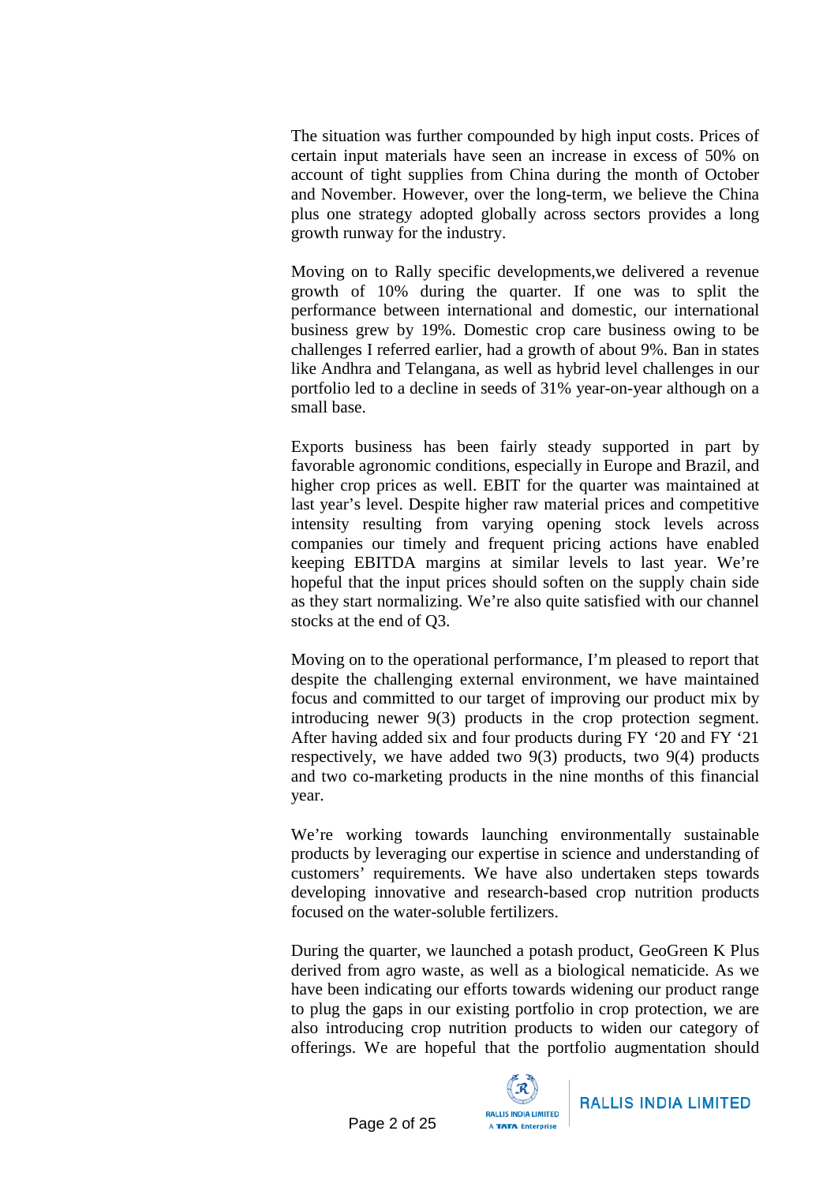The situation was further compounded by high input costs. Prices of certain input materials have seen an increase in excess of 50% on account of tight supplies from China during the month of October and November. However, over the long-term, we believe the China plus one strategy adopted globally across sectors provides a long growth runway for the industry.

Moving on to Rally specific developments,we delivered a revenue growth of 10% during the quarter. If one was to split the performance between international and domestic, our international business grew by 19%. Domestic crop care business owing to be challenges I referred earlier, had a growth of about 9%. Ban in states like Andhra and Telangana, as well as hybrid level challenges in our portfolio led to a decline in seeds of 31% year-on-year although on a small base.

Exports business has been fairly steady supported in part by favorable agronomic conditions, especially in Europe and Brazil, and higher crop prices as well. EBIT for the quarter was maintained at last year's level. Despite higher raw material prices and competitive intensity resulting from varying opening stock levels across companies our timely and frequent pricing actions have enabled keeping EBITDA margins at similar levels to last year. We're hopeful that the input prices should soften on the supply chain side as they start normalizing. We're also quite satisfied with our channel stocks at the end of Q3.

Moving on to the operational performance, I'm pleased to report that despite the challenging external environment, we have maintained focus and committed to our target of improving our product mix by introducing newer 9(3) products in the crop protection segment. After having added six and four products during FY '20 and FY '21 respectively, we have added two 9(3) products, two 9(4) products and two co-marketing products in the nine months of this financial year.

We're working towards launching environmentally sustainable products by leveraging our expertise in science and understanding of customers' requirements. We have also undertaken steps towards developing innovative and research-based crop nutrition products focused on the water-soluble fertilizers.

During the quarter, we launched a potash product, GeoGreen K Plus derived from agro waste, as well as a biological nematicide. As we have been indicating our efforts towards widening our product range to plug the gaps in our existing portfolio in crop protection, we are also introducing crop nutrition products to widen our category of offerings. We are hopeful that the portfolio augmentation should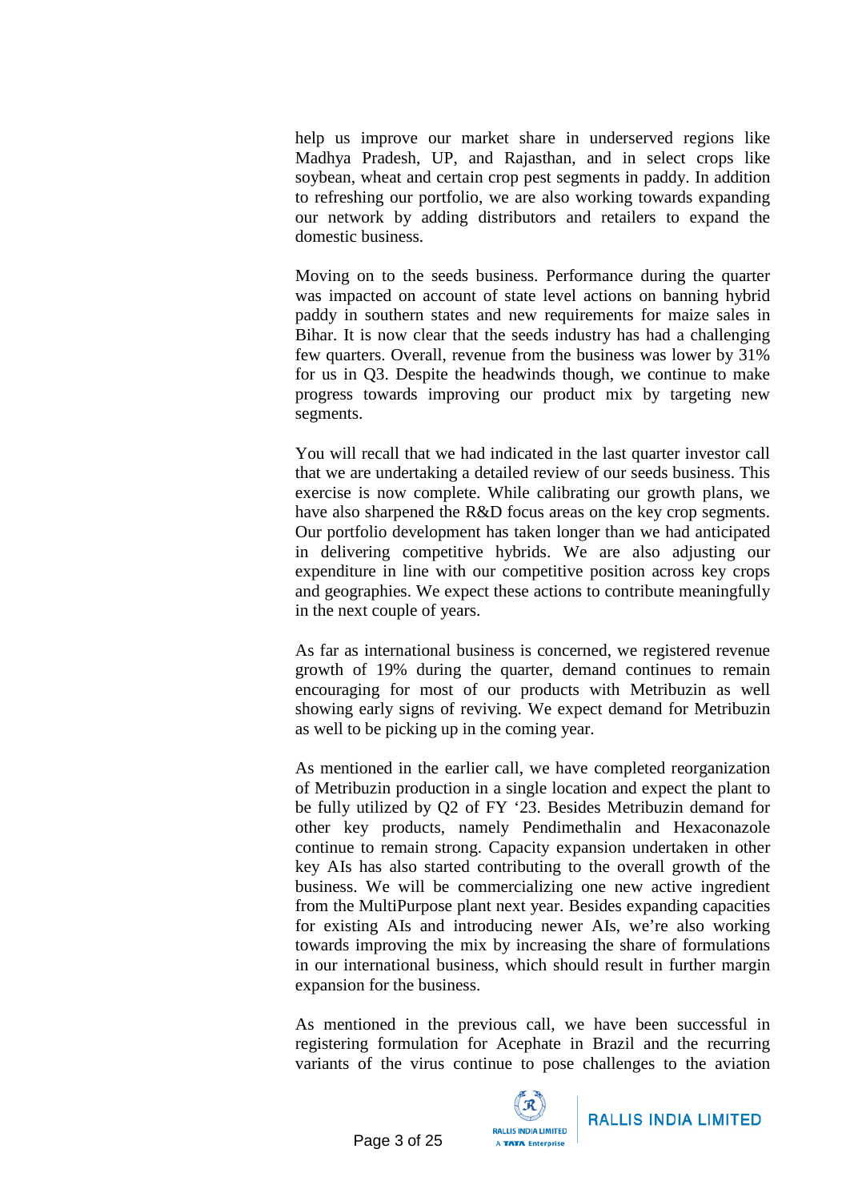help us improve our market share in underserved regions like Madhya Pradesh, UP, and Rajasthan, and in select crops like soybean, wheat and certain crop pest segments in paddy. In addition to refreshing our portfolio, we are also working towards expanding our network by adding distributors and retailers to expand the domestic business.

Moving on to the seeds business. Performance during the quarter was impacted on account of state level actions on banning hybrid paddy in southern states and new requirements for maize sales in Bihar. It is now clear that the seeds industry has had a challenging few quarters. Overall, revenue from the business was lower by 31% for us in Q3. Despite the headwinds though, we continue to make progress towards improving our product mix by targeting new segments.

You will recall that we had indicated in the last quarter investor call that we are undertaking a detailed review of our seeds business. This exercise is now complete. While calibrating our growth plans, we have also sharpened the R&D focus areas on the key crop segments. Our portfolio development has taken longer than we had anticipated in delivering competitive hybrids. We are also adjusting our expenditure in line with our competitive position across key crops and geographies. We expect these actions to contribute meaningfully in the next couple of years.

As far as international business is concerned, we registered revenue growth of 19% during the quarter, demand continues to remain encouraging for most of our products with Metribuzin as well showing early signs of reviving. We expect demand for Metribuzin as well to be picking up in the coming year.

As mentioned in the earlier call, we have completed reorganization of Metribuzin production in a single location and expect the plant to be fully utilized by Q2 of FY '23. Besides Metribuzin demand for other key products, namely Pendimethalin and Hexaconazole continue to remain strong. Capacity expansion undertaken in other key AIs has also started contributing to the overall growth of the business. We will be commercializing one new active ingredient from the MultiPurpose plant next year. Besides expanding capacities for existing AIs and introducing newer AIs, we're also working towards improving the mix by increasing the share of formulations in our international business, which should result in further margin expansion for the business.

As mentioned in the previous call, we have been successful in registering formulation for Acephate in Brazil and the recurring variants of the virus continue to pose challenges to the aviation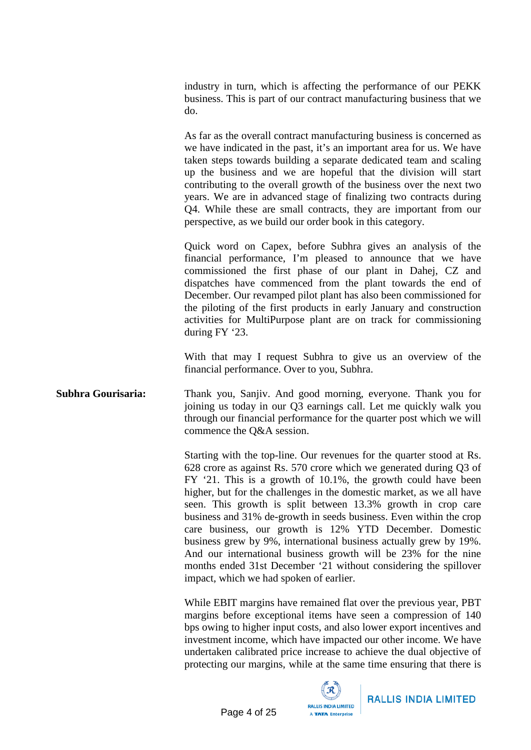industry in turn, which is affecting the performance of our PEKK business. This is part of our contract manufacturing business that we do.

As far as the overall contract manufacturing business is concerned as we have indicated in the past, it's an important area for us. We have taken steps towards building a separate dedicated team and scaling up the business and we are hopeful that the division will start contributing to the overall growth of the business over the next two years. We are in advanced stage of finalizing two contracts during Q4. While these are small contracts, they are important from our perspective, as we build our order book in this category.

Quick word on Capex, before Subhra gives an analysis of the financial performance, I'm pleased to announce that we have commissioned the first phase of our plant in Dahej, CZ and dispatches have commenced from the plant towards the end of December. Our revamped pilot plant has also been commissioned for the piloting of the first products in early January and construction activities for MultiPurpose plant are on track for commissioning during FY '23.

With that may I request Subhra to give us an overview of the financial performance. Over to you, Subhra.

**Subhra Gourisaria:** Thank you, Sanjiv. And good morning, everyone. Thank you for joining us today in our Q3 earnings call. Let me quickly walk you through our financial performance for the quarter post which we will commence the Q&A session.

Starting with the top-line. Our revenues for the quarter stood at Rs. 628 crore as against Rs. 570 crore which we generated during Q3 of FY '21. This is a growth of 10.1%, the growth could have been higher, but for the challenges in the domestic market, as we all have seen. This growth is split between 13.3% growth in crop care business and 31% de-growth in seeds business. Even within the crop care business, our growth is 12% YTD December. Domestic business grew by 9%, international business actually grew by 19%. And our international business growth will be 23% for the nine months ended 31st December '21 without considering the spillover impact, which we had spoken of earlier.

While EBIT margins have remained flat over the previous year, PBT margins before exceptional items have seen a compression of 140 bps owing to higher input costs, and also lower export incentives and investment income, which have impacted our other income. We have undertaken calibrated price increase to achieve the dual objective of protecting our margins, while at the same time ensuring that there is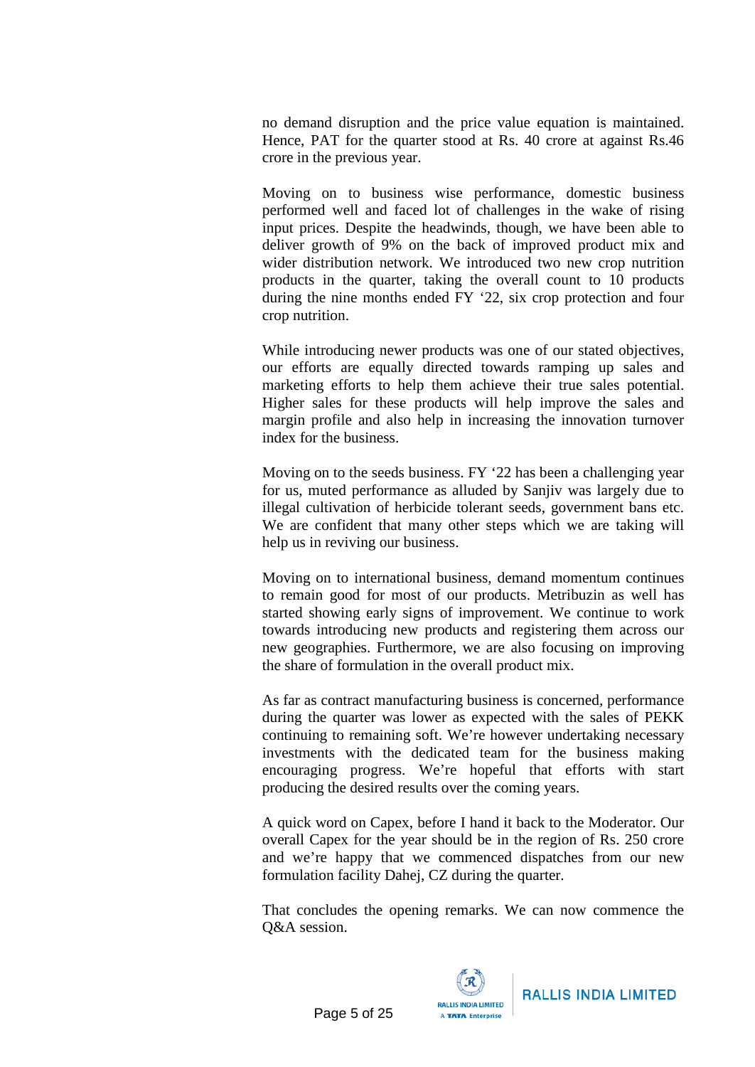no demand disruption and the price value equation is maintained. Hence, PAT for the quarter stood at Rs. 40 crore at against Rs.46 crore in the previous year.

Moving on to business wise performance, domestic business performed well and faced lot of challenges in the wake of rising input prices. Despite the headwinds, though, we have been able to deliver growth of 9% on the back of improved product mix and wider distribution network. We introduced two new crop nutrition products in the quarter, taking the overall count to 10 products during the nine months ended FY '22, six crop protection and four crop nutrition.

While introducing newer products was one of our stated objectives, our efforts are equally directed towards ramping up sales and marketing efforts to help them achieve their true sales potential. Higher sales for these products will help improve the sales and margin profile and also help in increasing the innovation turnover index for the business.

Moving on to the seeds business. FY '22 has been a challenging year for us, muted performance as alluded by Sanjiv was largely due to illegal cultivation of herbicide tolerant seeds, government bans etc. We are confident that many other steps which we are taking will help us in reviving our business.

Moving on to international business, demand momentum continues to remain good for most of our products. Metribuzin as well has started showing early signs of improvement. We continue to work towards introducing new products and registering them across our new geographies. Furthermore, we are also focusing on improving the share of formulation in the overall product mix.

As far as contract manufacturing business is concerned, performance during the quarter was lower as expected with the sales of PEKK continuing to remaining soft. We're however undertaking necessary investments with the dedicated team for the business making encouraging progress. We're hopeful that efforts with start producing the desired results over the coming years.

A quick word on Capex, before I hand it back to the Moderator. Our overall Capex for the year should be in the region of Rs. 250 crore and we're happy that we commenced dispatches from our new formulation facility Dahej, CZ during the quarter.

That concludes the opening remarks. We can now commence the Q&A session.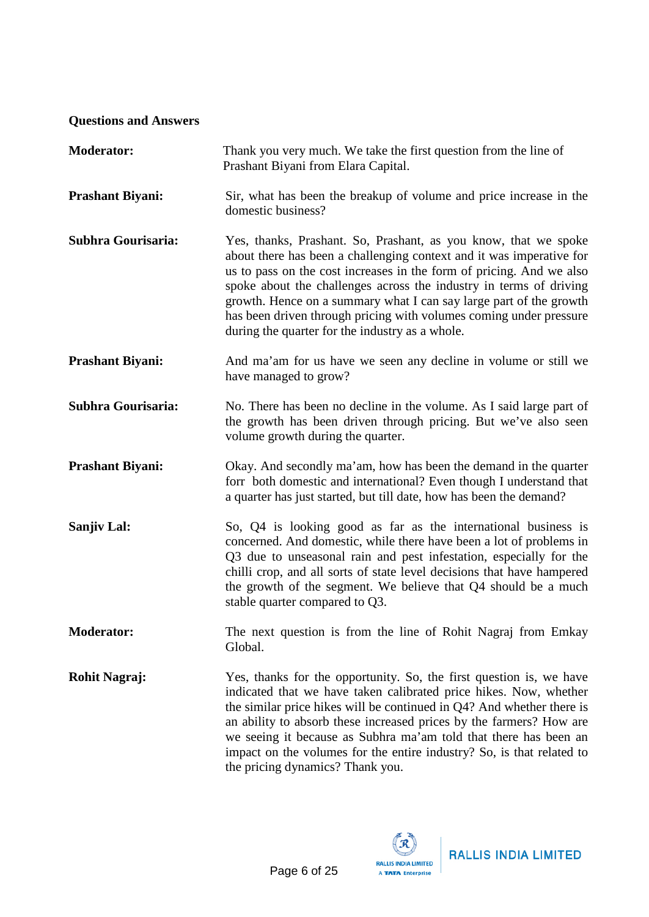## Questions and Answers

**Moderator:** Thank you very much. We take the first question from the line of Prashant Biyani from Elara Capital.

**Prashant Biyani:** Sir, what has been the breakup of volume and price increase in the domestic business?

**Subhra Gourisaria:** Yes, thanks, Prashant. So, Prashant, as you know, that we spoke about there has been a challenging context and it was imperative for us to pass on the cost increases in the form of pricing. And we also spoke about the challenges across the industry in terms of driving growth. Hence on a summary what I can say large part of the growth has been driven through pricing with volumes coming under pressure during the quarter for the industry as a whole.

**Prashant Biyani:** And ma'am for us have we seen any decline in volume or still we have managed to grow?

**Subhra Gourisaria:** No. There has been no decline in the volume. As I said large part of the growth has been driven through pricing. But we've also seen volume growth during the quarter.

**Prashant Biyani:** Okay. And secondly ma'am, how has been the demand in the quarter forr both domestic and international? Even though I understand that a quarter has just started, but till date, how has been the demand?

**Sanjiv Lal:** So, Q4 is looking good as far as the international business is concerned. And domestic, while there have been a lot of problems in Q3 due to unseasonal rain and pest infestation, especially for the chilli crop, and all sorts of state level decisions that have hampered the growth of the segment. We believe that Q4 should be a much stable quarter compared to Q3.

**Moderator:** The next question is from the line of Rohit Nagraj from Emkay Global.

**Rohit Nagraj:** Yes, thanks for the opportunity. So, the first question is, we have indicated that we have taken calibrated price hikes. Now, whether the similar price hikes will be continued in Q4? And whether there is an ability to absorb these increased prices by the farmers? How are we seeing it because as Subhra ma'am told that there has been an impact on the volumes for the entire industry? So, is that related to the pricing dynamics? Thank you.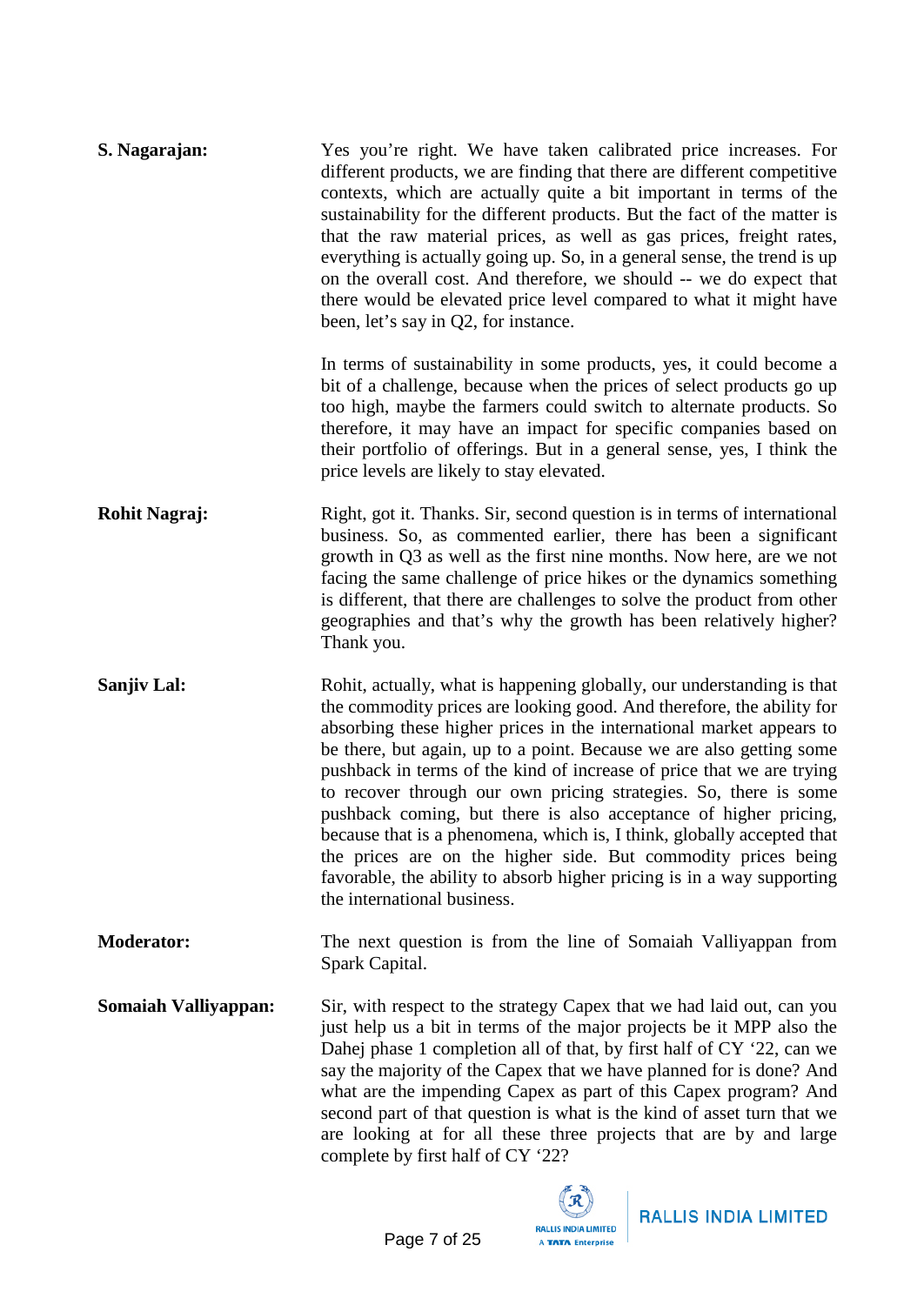**S. Nagarajan:** Yes you're right. We have taken calibrated price increases. For different products, we are finding that there are different competitive contexts, which are actually quite a bit important in terms of the sustainability for the different products. But the fact of the matter is that the raw material prices, as well as gas prices, freight rates, everything is actually going up. So, in a general sense, the trend is up on the overall cost. And therefore, we should -- we do expect that there would be elevated price level compared to what it might have been, let's say in Q2, for instance.

In terms of sustainability in some products, yes, it could become a bit of a challenge, because when the prices of select products go up too high, maybe the farmers could switch to alternate products. So therefore, it may have an impact for specific companies based on their portfolio of offerings. But in a general sense, yes, I think the price levels are likely to stay elevated.

**Rohit Nagraj:** Right, got it. Thanks. Sir, second question is in terms of international business. So, as commented earlier, there has been a significant growth in Q3 as well as the first nine months. Now here, are we not facing the same challenge of price hikes or the dynamics something is different, that there are challenges to solve the product from other geographies and that's why the growth has been relatively higher? Thank you.

**Sanjiv Lal:** Rohit, actually, what is happening globally, our understanding is that the commodity prices are looking good. And therefore, the ability for absorbing these higher prices in the international market appears to be there, but again, up to a point. Because we are also getting some pushback in terms of the kind of increase of price that we are trying to recover through our own pricing strategies. So, there is some pushback coming, but there is also acceptance of higher pricing, because that is a phenomena, which is, I think, globally accepted that the prices are on the higher side. But commodity prices being favorable, the ability to absorb higher pricing is in a way supporting the international business.

**Moderator:** The next question is from the line of Somaiah Valliyappan from Spark Capital.

**Somaiah Valliyappan:** Sir, with respect to the strategy Capex that we had laid out, can you just help us a bit in terms of the major projects be it MPP also the Dahej phase 1 completion all of that, by first half of CY '22, can we say the majority of the Capex that we have planned for is done? And what are the impending Capex as part of this Capex program? And second part of that question is what is the kind of asset turn that we are looking at for all these three projects that are by and large complete by first half of CY '22?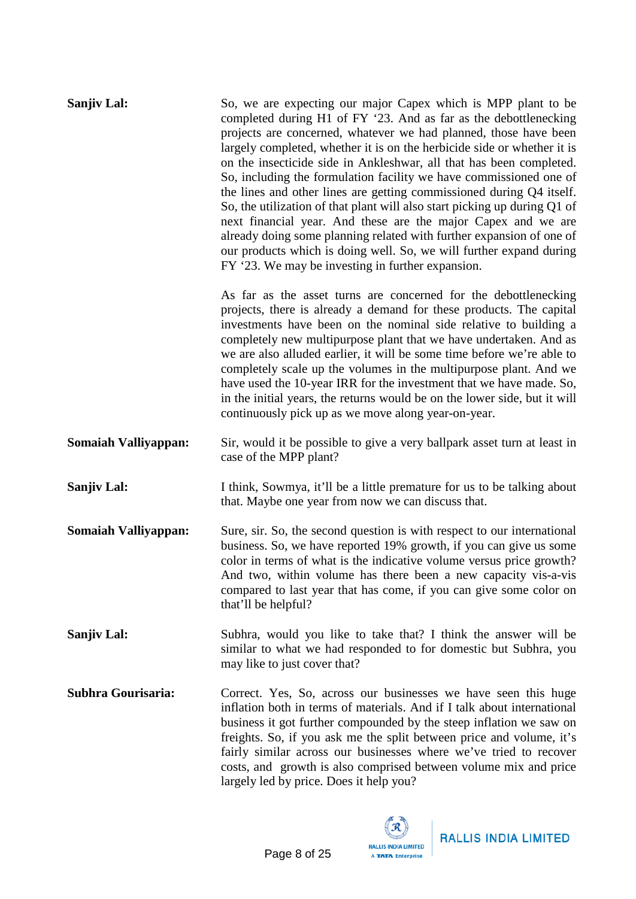**Sanjiv Lal:** So, we are expecting our major Capex which is MPP plant to be completed during H1 of FY '23. And as far as the debottlenecking projects are concerned, whatever we had planned, those have been largely completed, whether it is on the herbicide side or whether it is on the insecticide side in Ankleshwar, all that has been completed. So, including the formulation facility we have commissioned one of the lines and other lines are getting commissioned during Q4 itself. So, the utilization of that plant will also start picking up during Q1 of next financial year. And these are the major Capex and we are already doing some planning related with further expansion of one of our products which is doing well. So, we will further expand during FY '23. We may be investing in further expansion.

As far as the asset turns are concerned for the debottlenecking projects, there is already a demand for these products. The capital investments have been on the nominal side relative to building a completely new multipurpose plant that we have undertaken. And as we are also alluded earlier, it will be some time before we're able to completely scale up the volumes in the multipurpose plant. And we have used the 10-year IRR for the investment that we have made. So, in the initial years, the returns would be on the lower side, but it will continuously pick up as we move along year-on-year.

**Somaiah Valliyappan:** Sir, would it be possible to give a very ballpark asset turn at least in case of the MPP plant?

**Sanjiv Lal:** I think, Sowmya, it'll be a little premature for us to be talking about that. Maybe one year from now we can discuss that.

**Somaiah Valliyappan:** Sure, sir. So, the second question is with respect to our international business. So, we have reported 19% growth, if you can give us some color in terms of what is the indicative volume versus price growth? And two, within volume has there been a new capacity vis-a-vis compared to last year that has come, if you can give some color on that'll be helpful?

**Sanjiv Lal:** Subhra, would you like to take that? I think the answer will be similar to what we had responded to for domestic but Subhra, you may like to just cover that?

**Subhra Gourisaria:** Correct. Yes, So, across our businesses we have seen this huge inflation both in terms of materials. And if I talk about international business it got further compounded by the steep inflation we saw on freights. So, if you ask me the split between price and volume, it's fairly similar across our businesses where we've tried to recover costs, and growth is also comprised between volume mix and price largely led by price. Does it help you?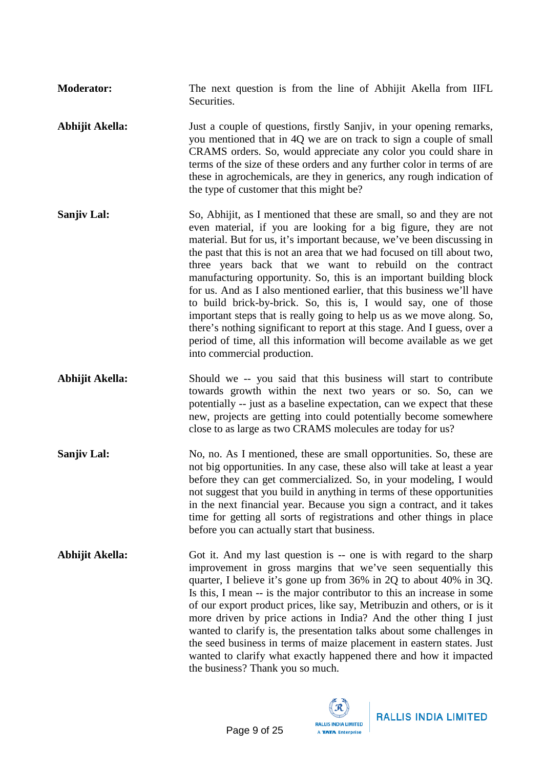**Moderator:** The next question is from the line of Abhijit Akella from IIFL Securities.

**Abhijit Akella:** Just a couple of questions, firstly Sanjiv, in your opening remarks, you mentioned that in 4Q we are on track to sign a couple of small CRAMS orders. So, would appreciate any color you could share in terms of the size of these orders and any further color in terms of are these in agrochemicals, are they in generics, any rough indication of the type of customer that this might be?

**Sanjiv Lal:** So, Abhijit, as I mentioned that these are small, so and they are not even material, if you are looking for a big figure, they are not material. But for us, it's important because, we've been discussing in the past that this is not an area that we had focused on till about two, three years back that we want to rebuild on the contract manufacturing opportunity. So, this is an important building block for us. And as I also mentioned earlier, that this business we'll have to build brick-by-brick. So, this is, I would say, one of those important steps that is really going to help us as we move along. So, there's nothing significant to report at this stage. And I guess, over a period of time, all this information will become available as we get into commercial production.

**Abhijit Akella:** Should we -- you said that this business will start to contribute towards growth within the next two years or so. So, can we potentially -- just as a baseline expectation, can we expect that these new, projects are getting into could potentially become somewhere close to as large as two CRAMS molecules are today for us?

**Sanjiv Lal:** No, no. As I mentioned, these are small opportunities. So, these are not big opportunities. In any case, these also will take at least a year before they can get commercialized. So, in your modeling, I would not suggest that you build in anything in terms of these opportunities in the next financial year. Because you sign a contract, and it takes time for getting all sorts of registrations and other things in place before you can actually start that business.

**Abhijit Akella:** Got it. And my last question is -- one is with regard to the sharp improvement in gross margins that we've seen sequentially this quarter, I believe it's gone up from 36% in 2Q to about 40% in 3Q. Is this, I mean -- is the major contributor to this an increase in some of our export product prices, like say, Metribuzin and others, or is it more driven by price actions in India? And the other thing I just wanted to clarify is, the presentation talks about some challenges in the seed business in terms of maize placement in eastern states. Just wanted to clarify what exactly happened there and how it impacted the business? Thank you so much.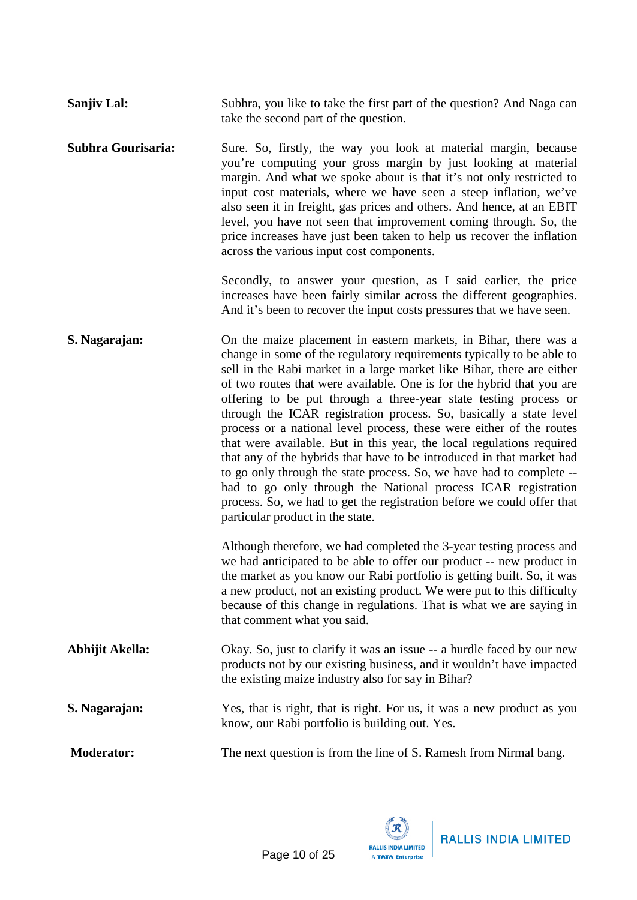**Sanjiv Lal:** Subhra, you like to take the first part of the question? And Naga can take the second part of the question.

**Subhra Gourisaria:** Sure. So, firstly, the way you look at material margin, because you're computing your gross margin by just looking at material margin. And what we spoke about is that it's not only restricted to input cost materials, where we have seen a steep inflation, we've also seen it in freight, gas prices and others. And hence, at an EBIT level, you have not seen that improvement coming through. So, the price increases have just been taken to help us recover the inflation across the various input cost components.

Secondly, to answer your question, as I said earlier, the price increases have been fairly similar across the different geographies. And it's been to recover the input costs pressures that we have seen.

**S. Nagarajan:** On the maize placement in eastern markets, in Bihar, there was a change in some of the regulatory requirements typically to be able to sell in the Rabi market in a large market like Bihar, there are either of two routes that were available. One is for the hybrid that you are offering to be put through a three-year state testing process or through the ICAR registration process. So, basically a state level process or a national level process, these were either of the routes that were available. But in this year, the local regulations required that any of the hybrids that have to be introduced in that market had to go only through the state process. So, we have had to complete -- had to go only through the National process ICAR registration process. So, we had to get the registration before we could offer that particular product in the state.

Although therefore, we had completed the 3-year testing process and we had anticipated to be able to offer our product -- new product in the market as you know our Rabi portfolio is getting built. So, it was a new product, not an existing product. We were put to this difficulty because of this change in regulations. That is what we are saying in that comment what you said.

**Abhijit Akella:** Okay. So, just to clarify it was an issue -- a hurdle faced by our new products not by our existing business, and it wouldn't have impacted the existing maize industry also for say in Bihar?

**S. Nagarajan:** Yes, that is right, that is right. For us, it was a new product as you know, our Rabi portfolio is building out. Yes.

**Moderator:** The next question is from the line of S. Ramesh from Nirmal bang.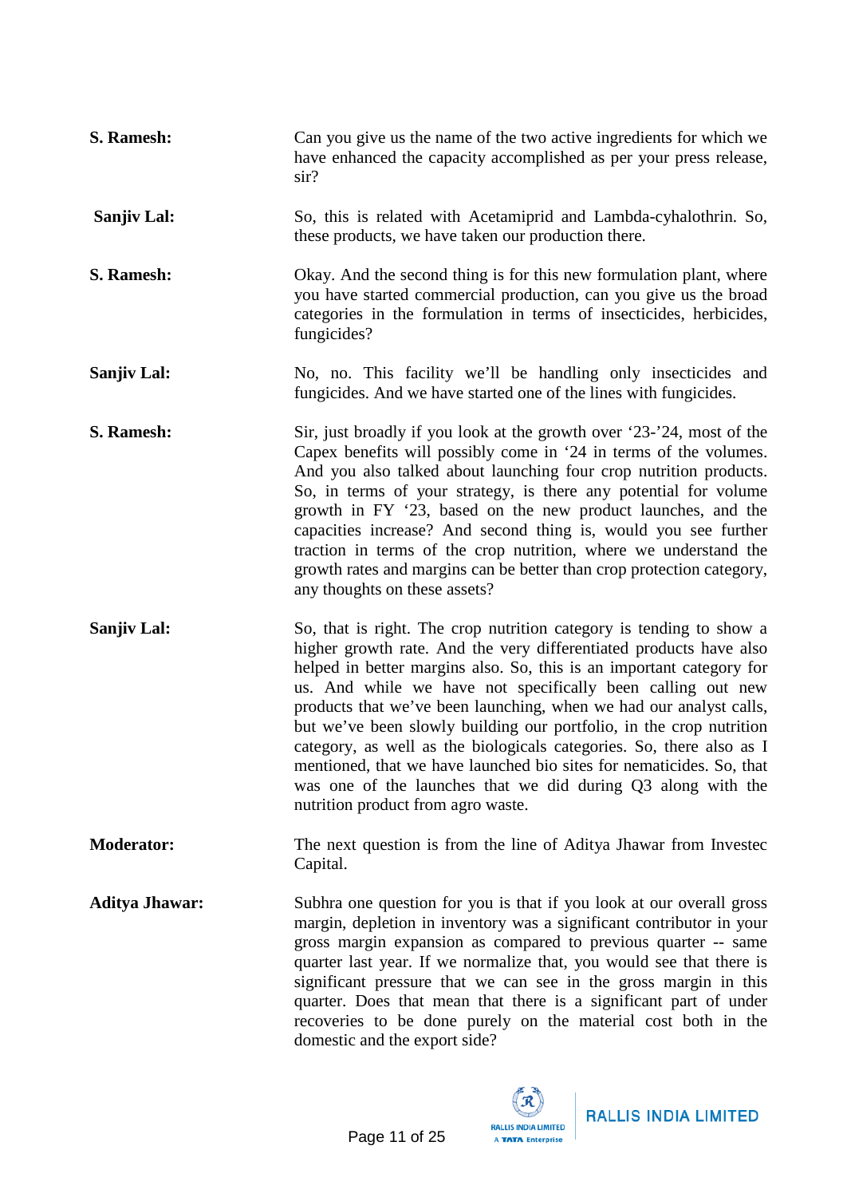**S. Ramesh:** Can you give us the name of the two active ingredients for which we have enhanced the capacity accomplished as per your press release, sir?

**Sanjiv Lal:** So, this is related with Acetamiprid and Lambda-cyhalothrin. So, these products, we have taken our production there.

**S. Ramesh:** Okay. And the second thing is for this new formulation plant, where you have started commercial production, can you give us the broad categories in the formulation in terms of insecticides, herbicides, fungicides?

**Sanjiv Lal:** No, no. This facility we'll be handling only insecticides and fungicides. And we have started one of the lines with fungicides.

**S. Ramesh:** Sir, just broadly if you look at the growth over '23-'24, most of the Capex benefits will possibly come in '24 in terms of the volumes. And you also talked about launching four crop nutrition products. So, in terms of your strategy, is there any potential for volume growth in FY '23, based on the new product launches, and the capacities increase? And second thing is, would you see further traction in terms of the crop nutrition, where we understand the growth rates and margins can be better than crop protection category, any thoughts on these assets?

**Sanjiv Lal:** So, that is right. The crop nutrition category is tending to show a higher growth rate. And the very differentiated products have also helped in better margins also. So, this is an important category for us. And while we have not specifically been calling out new products that we've been launching, when we had our analyst calls, but we've been slowly building our portfolio, in the crop nutrition category, as well as the biologicals categories. So, there also as I mentioned, that we have launched bio sites for nematicides. So, that was one of the launches that we did during Q3 along with the nutrition product from agro waste.

**Moderator:** The next question is from the line of Aditya Jhawar from Investec Capital.

**Aditya Jhawar:** Subhra one question for you is that if you look at our overall gross margin, depletion in inventory was a significant contributor in your gross margin expansion as compared to previous quarter -- same quarter last year. If we normalize that, you would see that there is significant pressure that we can see in the gross margin in this quarter. Does that mean that there is a significant part of under recoveries to be done purely on the material cost both in the domestic and the export side?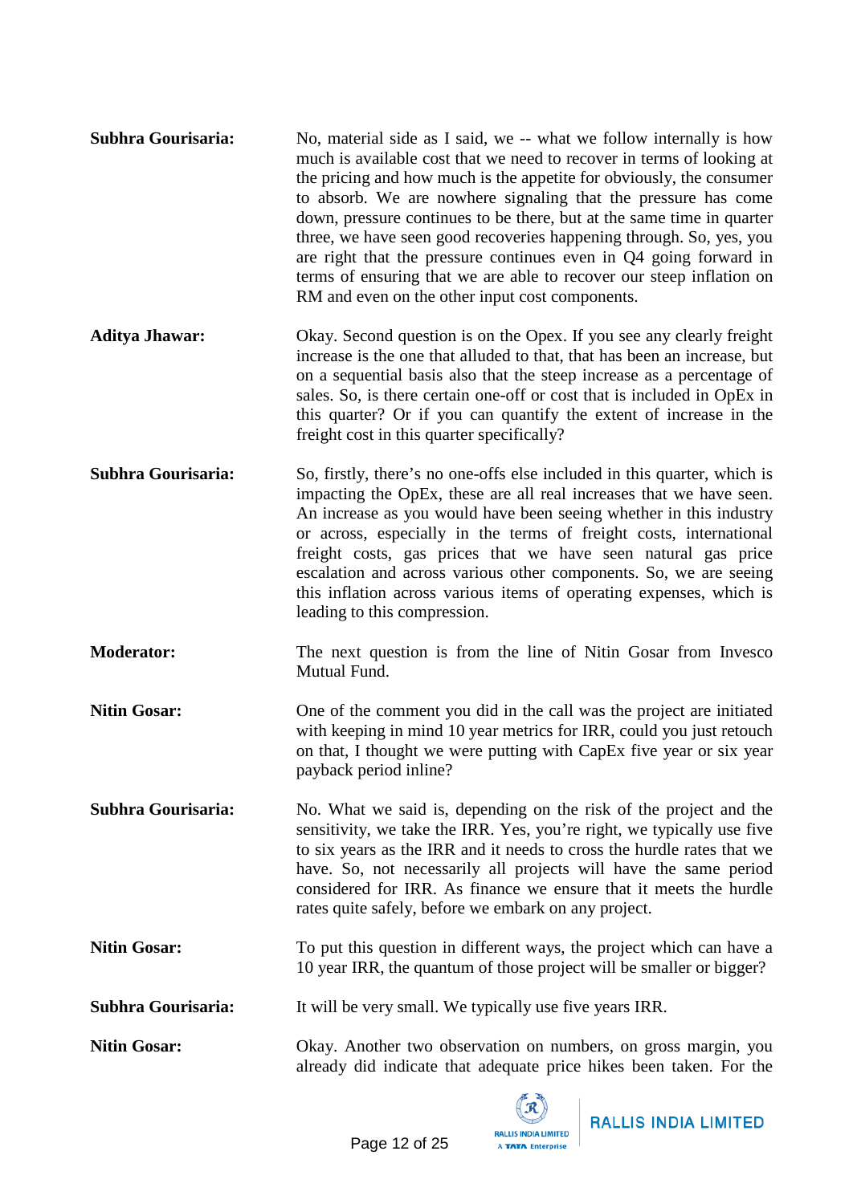**Subhra Gourisaria:** No, material side as I said, we -- what we follow internally is how much is available cost that we need to recover in terms of looking at the pricing and how much is the appetite for obviously, the consumer to absorb. We are nowhere signaling that the pressure has come down, pressure continues to be there, but at the same time in quarter three, we have seen good recoveries happening through. So, yes, you are right that the pressure continues even in Q4 going forward in terms of ensuring that we are able to recover our steep inflation on RM and even on the other input cost components.

**Aditya Jhawar:** Okay. Second question is on the Opex. If you see any clearly freight increase is the one that alluded to that, that has been an increase, but on a sequential basis also that the steep increase as a percentage of sales. So, is there certain one-off or cost that is included in OpEx in this quarter? Or if you can quantify the extent of increase in the freight cost in this quarter specifically?

**Subhra Gourisaria:** So, firstly, there's no one-offs else included in this quarter, which is impacting the OpEx, these are all real increases that we have seen. An increase as you would have been seeing whether in this industry or across, especially in the terms of freight costs, international freight costs, gas prices that we have seen natural gas price escalation and across various other components. So, we are seeing this inflation across various items of operating expenses, which is leading to this compression.

**Moderator:** The next question is from the line of Nitin Gosar from Invesco Mutual Fund.

**Nitin Gosar:** One of the comment you did in the call was the project are initiated with keeping in mind 10 year metrics for IRR, could you just retouch on that, I thought we were putting with CapEx five year or six year payback period inline?

**Subhra Gourisaria:** No. What we said is, depending on the risk of the project and the sensitivity, we take the IRR. Yes, you're right, we typically use five to six years as the IRR and it needs to cross the hurdle rates that we have. So, not necessarily all projects will have the same period considered for IRR. As finance we ensure that it meets the hurdle rates quite safely, before we embark on any project.

**Nitin Gosar:** To put this question in different ways, the project which can have a 10 year IRR, the quantum of those project will be smaller or bigger?

**Subhra Gourisaria:** It will be very small. We typically use five years IRR.

**Nitin Gosar:** Okay. Another two observation on numbers, on gross margin, you already did indicate that adequate price hikes been taken. For the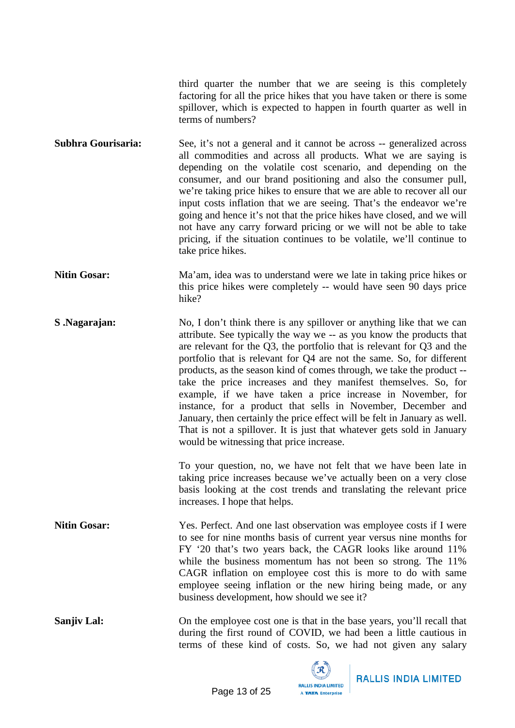third quarter the number that we are seeing is this completely factoring for all the price hikes that you have taken or there is some spillover, which is expected to happen in fourth quarter as well in terms of numbers?

**Subhra Gourisaria:** See, it's not a general and it cannot be across -- generalized across all commodities and across all products. What we are saying is depending on the volatile cost scenario, and depending on the consumer, and our brand positioning and also the consumer pull, we're taking price hikes to ensure that we are able to recover all our input costs inflation that we are seeing. That's the endeavor we're going and hence it's not that the price hikes have closed, and we will not have any carry forward pricing or we will not be able to take pricing, if the situation continues to be volatile, we'll continue to take price hikes.

**Nitin Gosar:** Ma'am, idea was to understand were we late in taking price hikes or this price hikes were completely -- would have seen 90 days price hike?

**S .Nagarajan:** No, I don't think there is any spillover or anything like that we can attribute. See typically the way we -- as you know the products that are relevant for the Q3, the portfolio that is relevant for Q3 and the portfolio that is relevant for Q4 are not the same. So, for different products, as the season kind of comes through, we take the product -- take the price increases and they manifest themselves. So, for example, if we have taken a price increase in November, for instance, for a product that sells in November, December and January, then certainly the price effect will be felt in January as well. That is not a spillover. It is just that whatever gets sold in January would be witnessing that price increase.

To your question, no, we have not felt that we have been late in taking price increases because we've actually been on a very close basis looking at the cost trends and translating the relevant price increases. I hope that helps.

**Nitin Gosar:** Yes. Perfect. And one last observation was employee costs if I were to see for nine months basis of current year versus nine months for FY '20 that's two years back, the CAGR looks like around 11% while the business momentum has not been so strong. The 11% CAGR inflation on employee cost this is more to do with same employee seeing inflation or the new hiring being made, or any business development, how should we see it?

**Sanjiv Lal:** On the employee cost one is that in the base years, you'll recall that during the first round of COVID, we had been a little cautious in terms of these kind of costs. So, we had not given any salary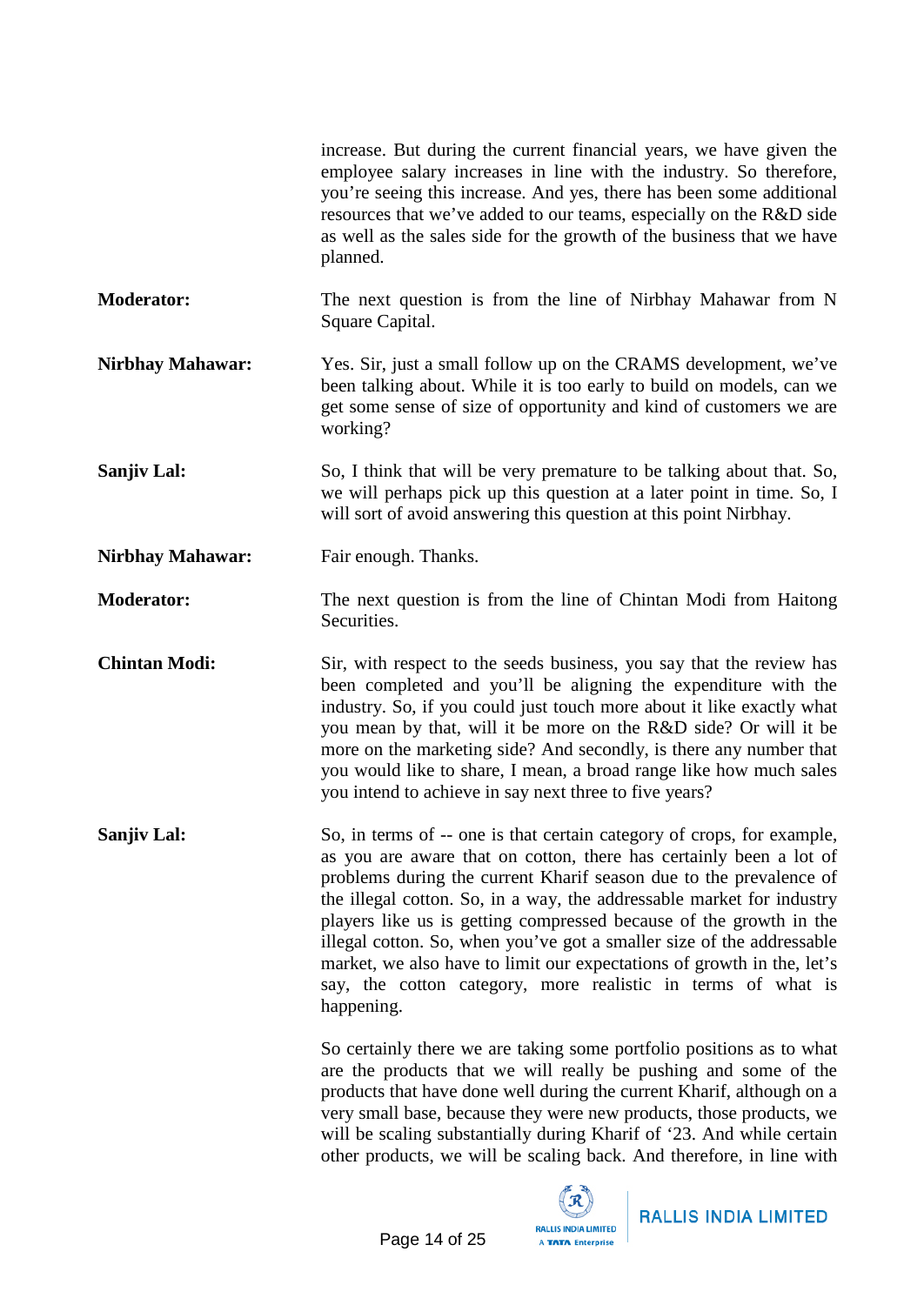increase. But during the current financial years, we have given the employee salary increases in line with the industry. So therefore, you're seeing this increase. And yes, there has been some additional resources that we've added to our teams, especially on the R&D side as well as the sales side for the growth of the business that we have planned.

**Moderator:** The next question is from the line of Nirbhay Mahawar from N Square Capital.

**Nirbhay Mahawar:** Yes. Sir, just a small follow up on the CRAMS development, we've been talking about. While it is too early to build on models, can we get some sense of size of opportunity and kind of customers we are working?

**Sanjiv Lal:** So, I think that will be very premature to be talking about that. So, we will perhaps pick up this question at a later point in time. So, I will sort of avoid answering this question at this point Nirbhay.

**Nirbhay Mahawar:** Fair enough. Thanks.

**Moderator:** The next question is from the line of Chintan Modi from Haitong Securities.

**Chintan Modi:** Sir, with respect to the seeds business, you say that the review has been completed and you'll be aligning the expenditure with the industry. So, if you could just touch more about it like exactly what you mean by that, will it be more on the R&D side? Or will it be more on the marketing side? And secondly, is there any number that you would like to share, I mean, a broad range like how much sales you intend to achieve in say next three to five years?

**Sanjiv Lal:** So, in terms of -- one is that certain category of crops, for example, as you are aware that on cotton, there has certainly been a lot of problems during the current Kharif season due to the prevalence of the illegal cotton. So, in a way, the addressable market for industry players like us is getting compressed because of the growth in the illegal cotton. So, when you've got a smaller size of the addressable market, we also have to limit our expectations of growth in the, let's say, the cotton category, more realistic in terms of what is happening.

So certainly there we are taking some portfolio positions as to what are the products that we will really be pushing and some of the products that have done well during the current Kharif, although on a very small base, because they were new products, those products, we will be scaling substantially during Kharif of '23. And while certain other products, we will be scaling back. And therefore, in line with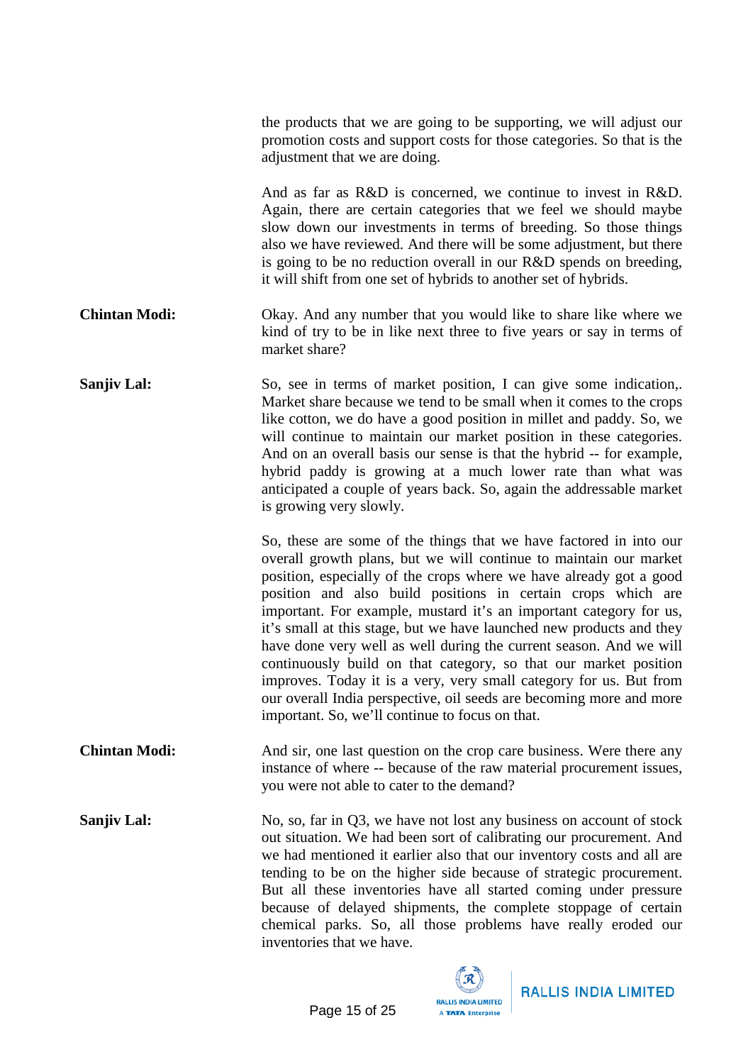the products that we are going to be supporting, we will adjust our promotion costs and support costs for those categories. So that is the adjustment that we are doing.

And as far as R&D is concerned, we continue to invest in R&D. Again, there are certain categories that we feel we should maybe slow down our investments in terms of breeding. So those things also we have reviewed. And there will be some adjustment, but there is going to be no reduction overall in our R&D spends on breeding, it will shift from one set of hybrids to another set of hybrids.

**Chintan Modi:** Okay. And any number that you would like to share like where we kind of try to be in like next three to five years or say in terms of market share?

**Sanjiv Lal:** So, see in terms of market position, I can give some indication,. Market share because we tend to be small when it comes to the crops like cotton, we do have a good position in millet and paddy. So, we will continue to maintain our market position in these categories. And on an overall basis our sense is that the hybrid -- for example, hybrid paddy is growing at a much lower rate than what was anticipated a couple of years back. So, again the addressable market is growing very slowly.

So, these are some of the things that we have factored in into our overall growth plans, but we will continue to maintain our market position, especially of the crops where we have already got a good position and also build positions in certain crops which are important. For example, mustard it's an important category for us, it's small at this stage, but we have launched new products and they have done very well as well during the current season. And we will continuously build on that category, so that our market position improves. Today it is a very, very small category for us. But from our overall India perspective, oil seeds are becoming more and more important. So, we'll continue to focus on that.

**Chintan Modi:** And sir, one last question on the crop care business. Were there any instance of where -- because of the raw material procurement issues, you were not able to cater to the demand?

**Sanjiv Lal:** No, so, far in Q3, we have not lost any business on account of stock out situation. We had been sort of calibrating our procurement. And we had mentioned it earlier also that our inventory costs and all are tending to be on the higher side because of strategic procurement. But all these inventories have all started coming under pressure because of delayed shipments, the complete stoppage of certain chemical parks. So, all those problems have really eroded our inventories that we have.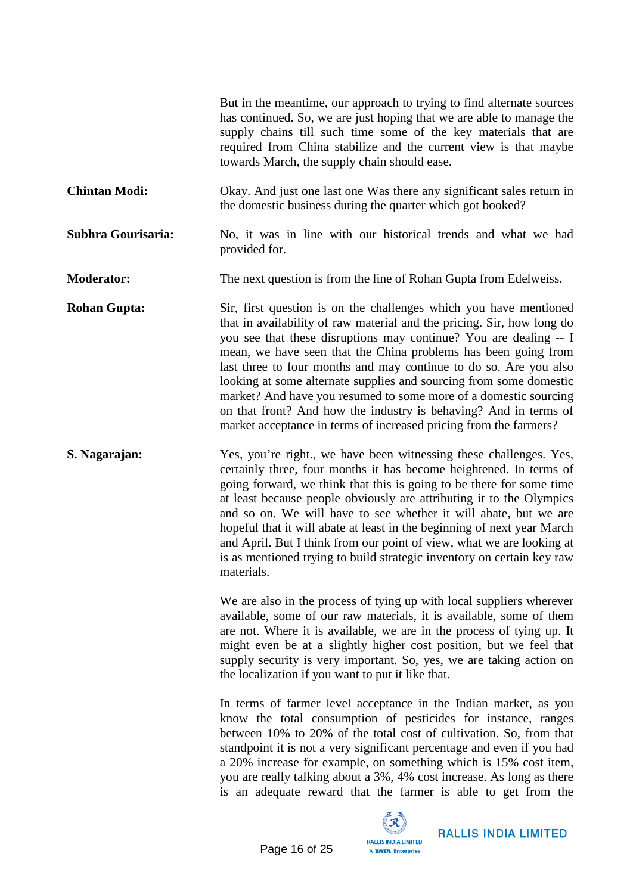But in the meantime, our approach to trying to find alternate sources has continued. So, we are just hoping that we are able to manage the supply chains till such time some of the key materials that are required from China stabilize and the current view is that maybe towards March, the supply chain should ease.

**Chintan Modi:** Okay. And just one last one Was there any significant sales return in the domestic business during the quarter which got booked?

**Subhra Gourisaria:** No, it was in line with our historical trends and what we had provided for.

**Moderator:** The next question is from the line of Rohan Gupta from Edelweiss.

**Rohan Gupta:** Sir, first question is on the challenges which you have mentioned that in availability of raw material and the pricing. Sir, how long do you see that these disruptions may continue? You are dealing -- I mean, we have seen that the China problems has been going from last three to four months and may continue to do so. Are you also looking at some alternate supplies and sourcing from some domestic market? And have you resumed to some more of a domestic sourcing on that front? And how the industry is behaving? And in terms of market acceptance in terms of increased pricing from the farmers?

**S. Nagarajan:** Yes, you're right., we have been witnessing these challenges. Yes, certainly three, four months it has become heightened. In terms of going forward, we think that this is going to be there for some time at least because people obviously are attributing it to the Olympics and so on. We will have to see whether it will abate, but we are hopeful that it will abate at least in the beginning of next year March and April. But I think from our point of view, what we are looking at is as mentioned trying to build strategic inventory on certain key raw materials.

We are also in the process of tying up with local suppliers wherever available, some of our raw materials, it is available, some of them are not. Where it is available, we are in the process of tying up. It might even be at a slightly higher cost position, but we feel that supply security is very important. So, yes, we are taking action on the localization if you want to put it like that.

In terms of farmer level acceptance in the Indian market, as you know the total consumption of pesticides for instance, ranges between 10% to 20% of the total cost of cultivation. So, from that standpoint it is not a very significant percentage and even if you had a 20% increase for example, on something which is 15% cost item, you are really talking about a 3%, 4% cost increase. As long as there is an adequate reward that the farmer is able to get from the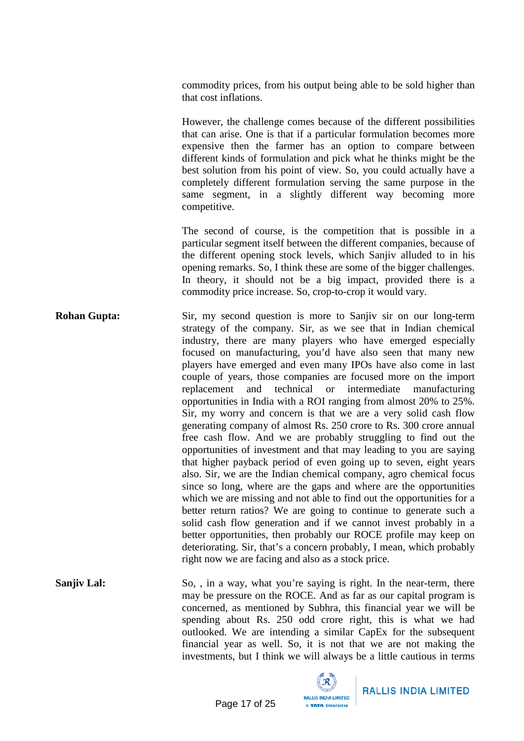commodity prices, from his output being able to be sold higher than that cost inflations.

However, the challenge comes because of the different possibilities that can arise. One is that if a particular formulation becomes more expensive then the farmer has an option to compare between different kinds of formulation and pick what he thinks might be the best solution from his point of view. So, you could actually have a completely different formulation serving the same purpose in the same segment, in a slightly different way becoming more competitive.

The second of course, is the competition that is possible in a particular segment itself between the different companies, because of the different opening stock levels, which Sanjiv alluded to in his opening remarks. So, I think these are some of the bigger challenges. In theory, it should not be a big impact, provided there is a commodity price increase. So, crop-to-crop it would vary.

**Rohan Gupta:** Sir, my second question is more to Sanjiv sir on our long-term strategy of the company. Sir, as we see that in Indian chemical industry, there are many players who have emerged especially focused on manufacturing, you'd have also seen that many new players have emerged and even many IPOs have also come in last couple of years, those companies are focused more on the import replacement and technical or intermediate manufacturing opportunities in India with a ROI ranging from almost 20% to 25%. Sir, my worry and concern is that we are a very solid cash flow generating company of almost Rs. 250 crore to Rs. 300 crore annual free cash flow. And we are probably struggling to find out the opportunities of investment and that may leading to you are saying that higher payback period of even going up to seven, eight years also. Sir, we are the Indian chemical company, agro chemical focus since so long, where are the gaps and where are the opportunities which we are missing and not able to find out the opportunities for a better return ratios? We are going to continue to generate such a solid cash flow generation and if we cannot invest probably in a better opportunities, then probably our ROCE profile may keep on deteriorating. Sir, that's a concern probably, I mean, which probably right now we are facing and also as a stock price.

**Sanjiv Lal:** So, , in a way, what you're saying is right. In the near-term, there may be pressure on the ROCE. And as far as our capital program is concerned, as mentioned by Subhra, this financial year we will be spending about Rs. 250 odd crore right, this is what we had outlooked. We are intending a similar CapEx for the subsequent financial year as well. So, it is not that we are not making the investments, but I think we will always be a little cautious in terms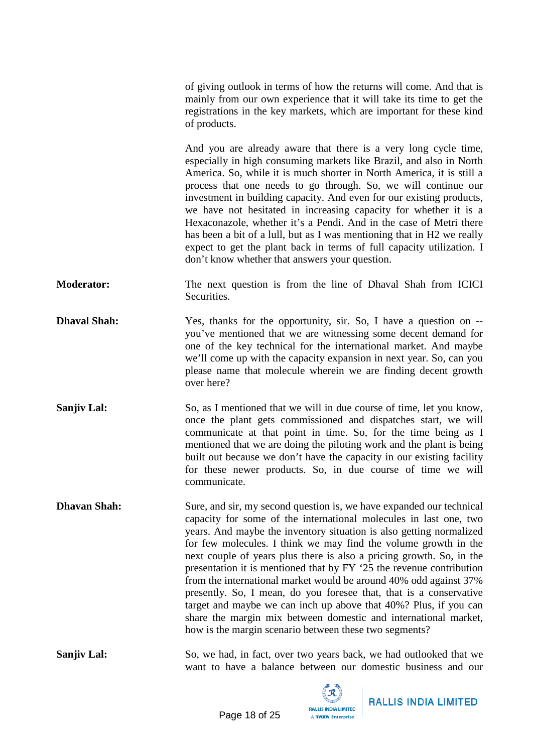of giving outlook in terms of how the returns will come. And that is mainly from our own experience that it will take its time to get the registrations in the key markets, which are important for these kind of products.

And you are already aware that there is a very long cycle time, especially in high consuming markets like Brazil, and also in North America. So, while it is much shorter in North America, it is still a process that one needs to go through. So, we will continue our investment in building capacity. And even for our existing products, we have not hesitated in increasing capacity for whether it is a Hexaconazole, whether it's a Pendi. And in the case of Metri there has been a bit of a lull, but as I was mentioning that in H2 we really expect to get the plant back in terms of full capacity utilization. I don't know whether that answers your question.

**Moderator:** The next question is from the line of Dhaval Shah from ICICI Securities.

**Dhaval Shah:** Yes, thanks for the opportunity, sir. So, I have a question on -- you've mentioned that we are witnessing some decent demand for one of the key technical for the international market. And maybe we'll come up with the capacity expansion in next year. So, can you please name that molecule wherein we are finding decent growth over here?

**Sanjiv Lal:** So, as I mentioned that we will in due course of time, let you know, once the plant gets commissioned and dispatches start, we will communicate at that point in time. So, for the time being as I mentioned that we are doing the piloting work and the plant is being built out because we don't have the capacity in our existing facility for these newer products. So, in due course of time we will communicate.

**Dhavan Shah:** Sure, and sir, my second question is, we have expanded our technical capacity for some of the international molecules in last one, two years. And maybe the inventory situation is also getting normalized for few molecules. I think we may find the volume growth in the next couple of years plus there is also a pricing growth. So, in the presentation it is mentioned that by FY '25 the revenue contribution from the international market would be around 40% odd against 37% presently. So, I mean, do you foresee that, that is a conservative target and maybe we can inch up above that 40%? Plus, if you can share the margin mix between domestic and international market, how is the margin scenario between these two segments?

**Sanjiv Lal:** So, we had, in fact, over two years back, we had outlooked that we want to have a balance between our domestic business and our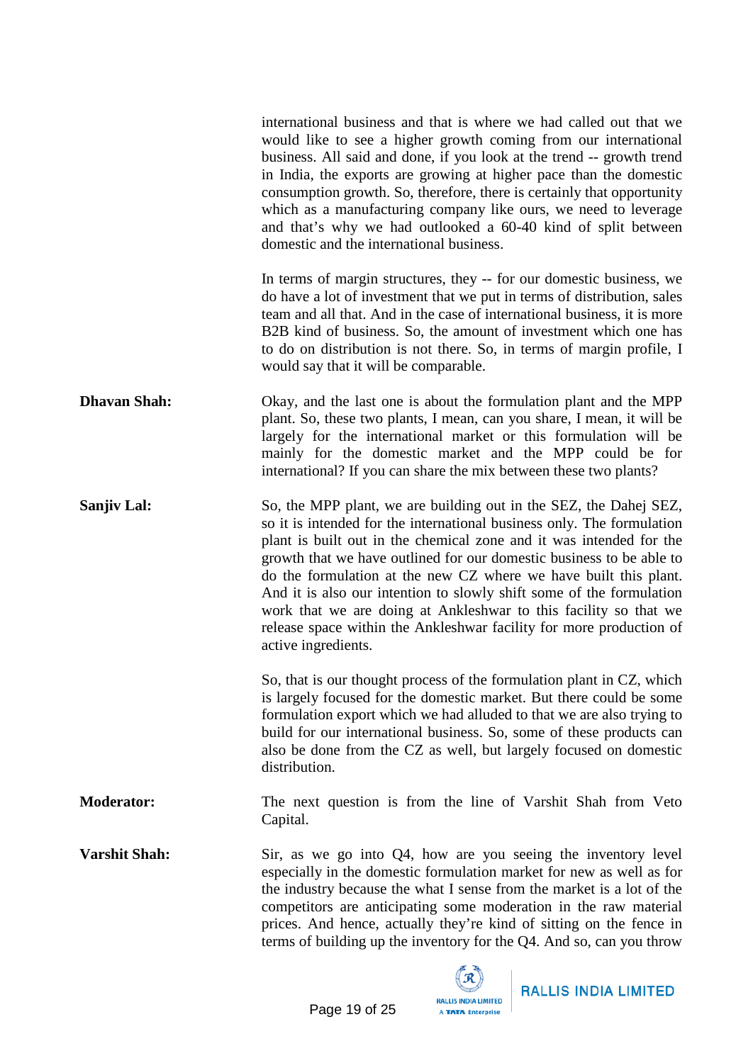international business and that is where we had called out that we would like to see a higher growth coming from our international business. All said and done, if you look at the trend -- growth trend in India, the exports are growing at higher pace than the domestic consumption growth. So, therefore, there is certainly that opportunity which as a manufacturing company like ours, we need to leverage and that's why we had outlooked a 60-40 kind of split between domestic and the international business.

In terms of margin structures, they -- for our domestic business, we do have a lot of investment that we put in terms of distribution, sales team and all that. And in the case of international business, it is more B2B kind of business. So, the amount of investment which one has to do on distribution is not there. So, in terms of margin profile, I would say that it will be comparable.

**Dhavan Shah:** Okay, and the last one is about the formulation plant and the MPP plant. So, these two plants, I mean, can you share, I mean, it will be largely for the international market or this formulation will be mainly for the domestic market and the MPP could be for international? If you can share the mix between these two plants?

**Sanjiv Lal:** So, the MPP plant, we are building out in the SEZ, the Dahej SEZ, so it is intended for the international business only. The formulation plant is built out in the chemical zone and it was intended for the growth that we have outlined for our domestic business to be able to do the formulation at the new CZ where we have built this plant. And it is also our intention to slowly shift some of the formulation work that we are doing at Ankleshwar to this facility so that we release space within the Ankleshwar facility for more production of active ingredients.

So, that is our thought process of the formulation plant in CZ, which is largely focused for the domestic market. But there could be some formulation export which we had alluded to that we are also trying to build for our international business. So, some of these products can also be done from the CZ as well, but largely focused on domestic distribution.

**Moderator:** The next question is from the line of Varshit Shah from Veto Capital.

**Varshit Shah:** Sir, as we go into Q4, how are you seeing the inventory level especially in the domestic formulation market for new as well as for the industry because the what I sense from the market is a lot of the competitors are anticipating some moderation in the raw material prices. And hence, actually they're kind of sitting on the fence in terms of building up the inventory for the Q4. And so, can you throw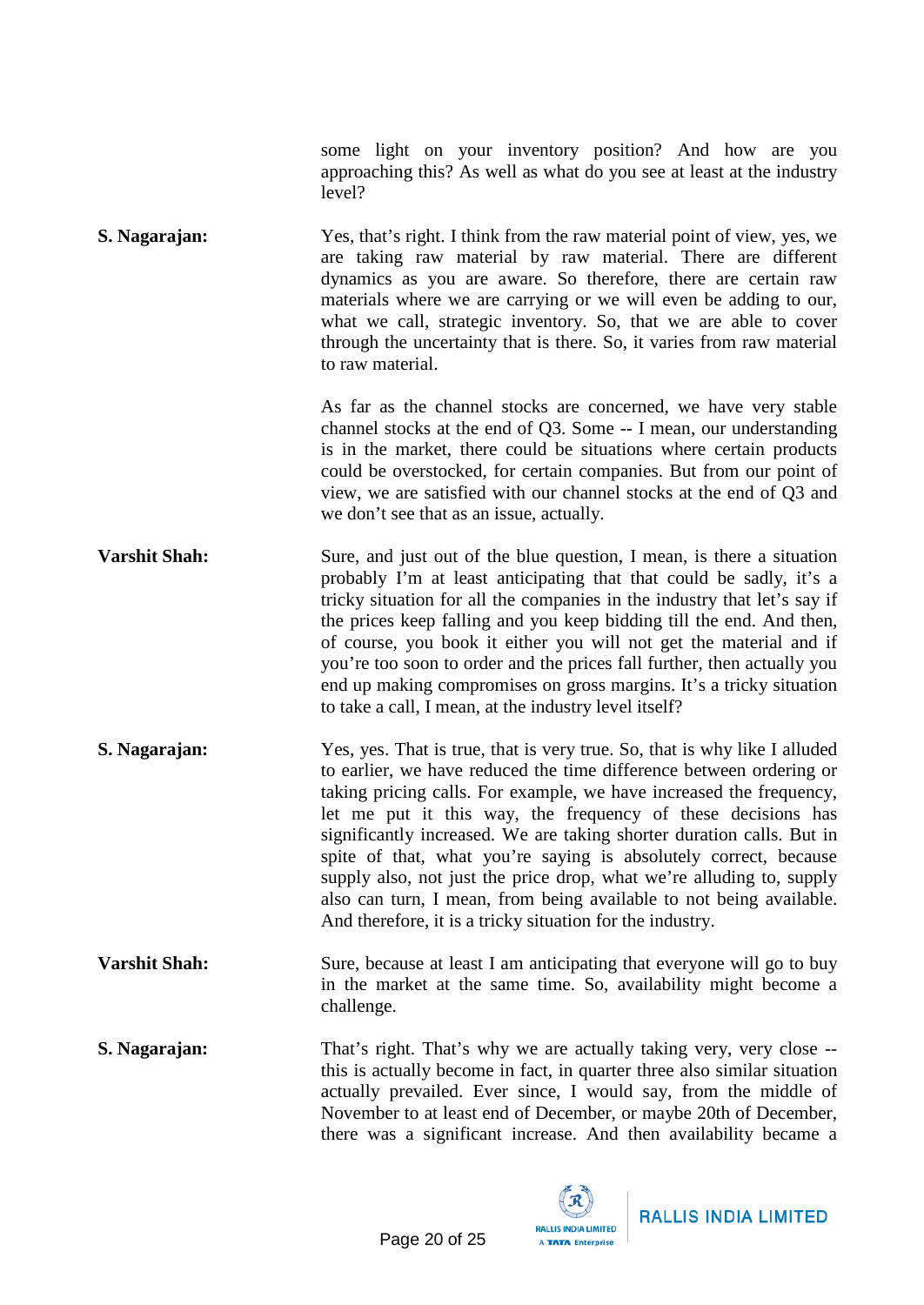some light on your inventory position? And how are you approaching this? As well as what do you see at least at the industry level?

**S. Nagarajan:** Yes, that's right. I think from the raw material point of view, yes, we are taking raw material by raw material. There are different dynamics as you are aware. So therefore, there are certain raw materials where we are carrying or we will even be adding to our, what we call, strategic inventory. So, that we are able to cover through the uncertainty that is there. So, it varies from raw material to raw material.

As far as the channel stocks are concerned, we have very stable channel stocks at the end of Q3. Some -- I mean, our understanding is in the market, there could be situations where certain products could be overstocked, for certain companies. But from our point of view, we are satisfied with our channel stocks at the end of Q3 and we don't see that as an issue, actually.

**Varshit Shah:** Sure, and just out of the blue question, I mean, is there a situation probably I'm at least anticipating that that could be sadly, it's a tricky situation for all the companies in the industry that let's say if the prices keep falling and you keep bidding till the end. And then, of course, you book it either you will not get the material and if you're too soon to order and the prices fall further, then actually you end up making compromises on gross margins. It's a tricky situation to take a call, I mean, at the industry level itself?

**S. Nagarajan:** Yes, yes. That is true, that is very true. So, that is why like I alluded to earlier, we have reduced the time difference between ordering or taking pricing calls. For example, we have increased the frequency, let me put it this way, the frequency of these decisions has significantly increased. We are taking shorter duration calls. But in spite of that, what you're saying is absolutely correct, because supply also, not just the price drop, what we're alluding to, supply also can turn, I mean, from being available to not being available. And therefore, it is a tricky situation for the industry.

**Varshit Shah:** Sure, because at least I am anticipating that everyone will go to buy in the market at the same time. So, availability might become a challenge.

**S. Nagarajan:** That's right. That's why we are actually taking very, very close -- this is actually become in fact, in quarter three also similar situation actually prevailed. Ever since, I would say, from the middle of November to at least end of December, or maybe 20th of December, there was a significant increase. And then availability became a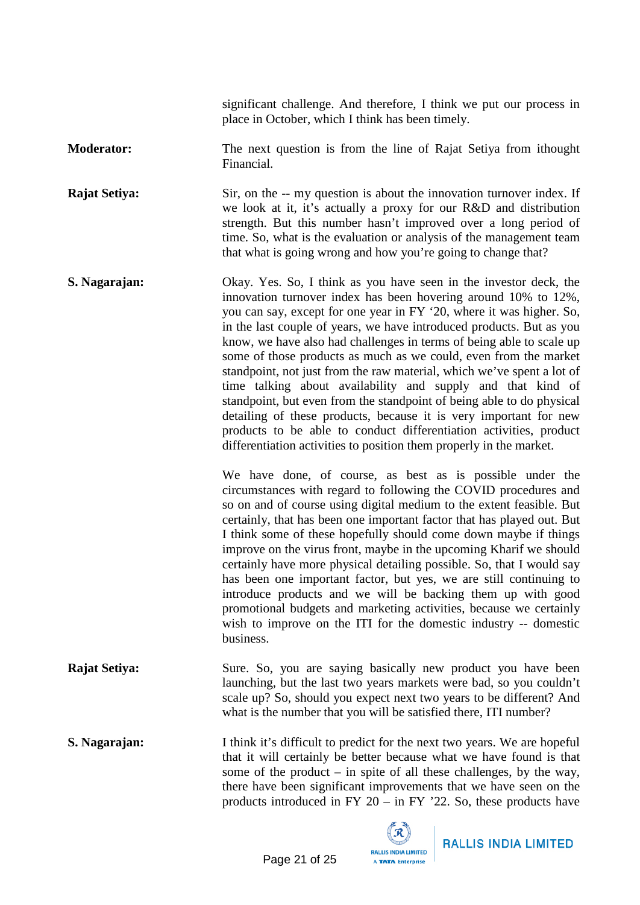significant challenge. And therefore, I think we put our process in place in October, which I think has been timely.

**Moderator:** The next question is from the line of Rajat Setiya from ithought Financial.

**Rajat Setiya:** Sir, on the -- my question is about the innovation turnover index. If we look at it, it's actually a proxy for our R&D and distribution strength. But this number hasn't improved over a long period of time. So, what is the evaluation or analysis of the management team that what is going wrong and how you're going to change that?

**S. Nagarajan:** Okay. Yes. So, I think as you have seen in the investor deck, the innovation turnover index has been hovering around 10% to 12%, you can say, except for one year in FY '20, where it was higher. So, in the last couple of years, we have introduced products. But as you know, we have also had challenges in terms of being able to scale up some of those products as much as we could, even from the market standpoint, not just from the raw material, which we've spent a lot of time talking about availability and supply and that kind of standpoint, but even from the standpoint of being able to do physical detailing of these products, because it is very important for new products to be able to conduct differentiation activities, product differentiation activities to position them properly in the market.

We have done, of course, as best as is possible under the circumstances with regard to following the COVID procedures and so on and of course using digital medium to the extent feasible. But certainly, that has been one important factor that has played out. But I think some of these hopefully should come down maybe if things improve on the virus front, maybe in the upcoming Kharif we should certainly have more physical detailing possible. So, that I would say has been one important factor, but yes, we are still continuing to introduce products and we will be backing them up with good promotional budgets and marketing activities, because we certainly wish to improve on the ITI for the domestic industry -- domestic business.

**Rajat Setiya:** Sure. So, you are saying basically new product you have been launching, but the last two years markets were bad, so you couldn't scale up? So, should you expect next two years to be different? And what is the number that you will be satisfied there, ITI number?

**S. Nagarajan:** I think it's difficult to predict for the next two years. We are hopeful that it will certainly be better because what we have found is that some of the product – in spite of all these challenges, by the way, there have been significant improvements that we have seen on the products introduced in FY 20 – in FY '22. So, these products have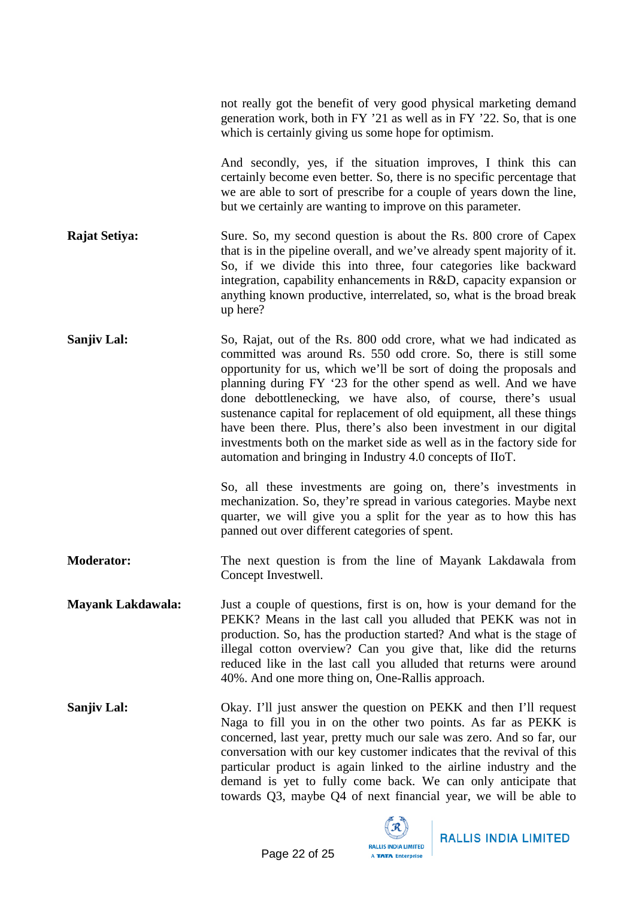not really got the benefit of very good physical marketing demand generation work, both in FY '21 as well as in FY '22. So, that is one which is certainly giving us some hope for optimism.

And secondly, yes, if the situation improves, I think this can certainly become even better. So, there is no specific percentage that we are able to sort of prescribe for a couple of years down the line, but we certainly are wanting to improve on this parameter.

**Rajat Setiya:** Sure. So, my second question is about the Rs. 800 crore of Capex that is in the pipeline overall, and we've already spent majority of it. So, if we divide this into three, four categories like backward integration, capability enhancements in R&D, capacity expansion or anything known productive, interrelated, so, what is the broad break up here?

**Sanjiv Lal:** So, Rajat, out of the Rs. 800 odd crore, what we had indicated as committed was around Rs. 550 odd crore. So, there is still some opportunity for us, which we'll be sort of doing the proposals and planning during FY '23 for the other spend as well. And we have done debottlenecking, we have also, of course, there's usual sustenance capital for replacement of old equipment, all these things have been there. Plus, there's also been investment in our digital investments both on the market side as well as in the factory side for automation and bringing in Industry 4.0 concepts of IIoT.

So, all these investments are going on, there's investments in mechanization. So, they're spread in various categories. Maybe next quarter, we will give you a split for the year as to how this has panned out over different categories of spent.

**Moderator:** The next question is from the line of Mayank Lakdawala from Concept Investwell.

**Mayank Lakdawala:** Just a couple of questions, first is on, how is your demand for the PEKK? Means in the last call you alluded that PEKK was not in production. So, has the production started? And what is the stage of illegal cotton overview? Can you give that, like did the returns reduced like in the last call you alluded that returns were around 40%. And one more thing on, One-Rallis approach.

**Sanjiv Lal:** Okay. I'll just answer the question on PEKK and then I'll request Naga to fill you in on the other two points. As far as PEKK is concerned, last year, pretty much our sale was zero. And so far, our conversation with our key customer indicates that the revival of this particular product is again linked to the airline industry and the demand is yet to fully come back. We can only anticipate that towards Q3, maybe Q4 of next financial year, we will be able to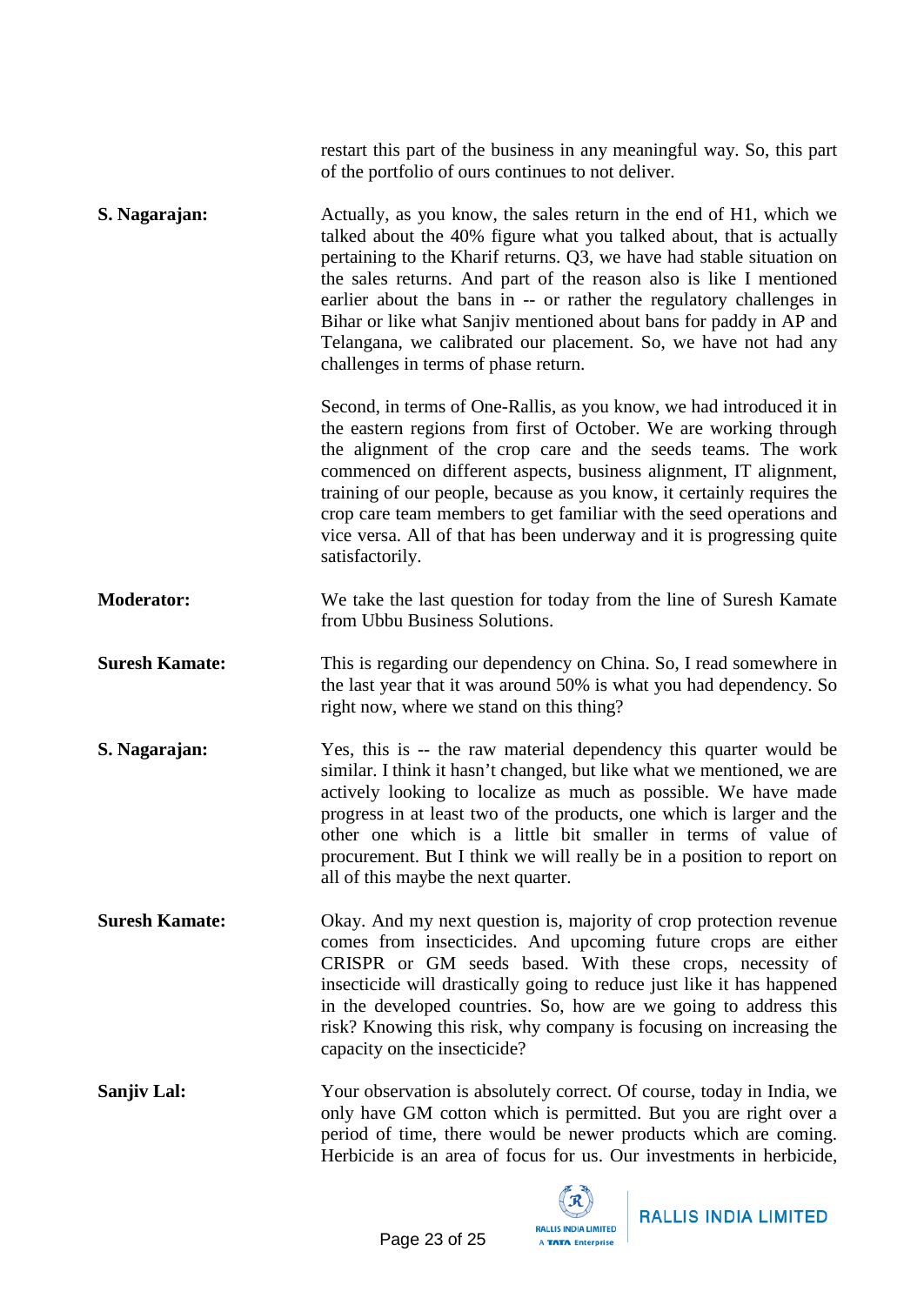restart this part of the business in any meaningful way. So, this part of the portfolio of ours continues to not deliver.

**S. Nagarajan:** Actually, as you know, the sales return in the end of H1, which we talked about the 40% figure what you talked about, that is actually pertaining to the Kharif returns. Q3, we have had stable situation on the sales returns. And part of the reason also is like I mentioned earlier about the bans in -- or rather the regulatory challenges in Bihar or like what Sanjiv mentioned about bans for paddy in AP and Telangana, we calibrated our placement. So, we have not had any challenges in terms of phase return.

Second, in terms of One-Rallis, as you know, we had introduced it in the eastern regions from first of October. We are working through the alignment of the crop care and the seeds teams. The work commenced on different aspects, business alignment, IT alignment, training of our people, because as you know, it certainly requires the crop care team members to get familiar with the seed operations and vice versa. All of that has been underway and it is progressing quite satisfactorily.

**Moderator:** We take the last question for today from the line of Suresh Kamate from Ubbu Business Solutions.

**Suresh Kamate:** This is regarding our dependency on China. So, I read somewhere in the last year that it was around 50% is what you had dependency. So right now, where we stand on this thing?

**S. Nagarajan:** Yes, this is -- the raw material dependency this quarter would be similar. I think it hasn't changed, but like what we mentioned, we are actively looking to localize as much as possible. We have made progress in at least two of the products, one which is larger and the other one which is a little bit smaller in terms of value of procurement. But I think we will really be in a position to report on all of this maybe the next quarter.

**Suresh Kamate:** Okay. And my next question is, majority of crop protection revenue comes from insecticides. And upcoming future crops are either CRISPR or GM seeds based. With these crops, necessity of insecticide will drastically going to reduce just like it has happened in the developed countries. So, how are we going to address this risk? Knowing this risk, why company is focusing on increasing the capacity on the insecticide?

**Sanjiv Lal:** Your observation is absolutely correct. Of course, today in India, we only have GM cotton which is permitted. But you are right over a period of time, there would be newer products which are coming. Herbicide is an area of focus for us. Our investments in herbicide,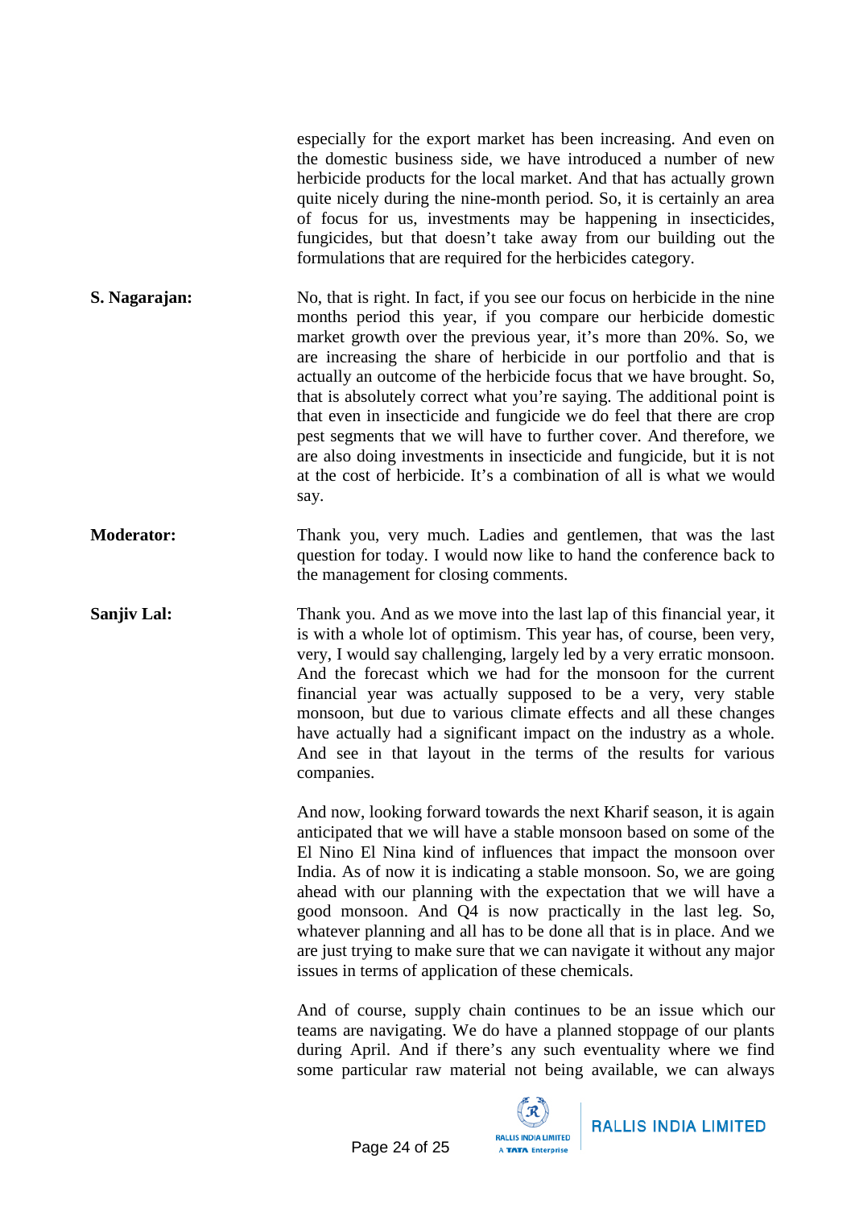especially for the export market has been increasing. And even on the domestic business side, we have introduced a number of new herbicide products for the local market. And that has actually grown quite nicely during the nine-month period. So, it is certainly an area of focus for us, investments may be happening in insecticides, fungicides, but that doesn't take away from our building out the formulations that are required for the herbicides category.

**S. Nagarajan:** No, that is right. In fact, if you see our focus on herbicide in the nine months period this year, if you compare our herbicide domestic market growth over the previous year, it's more than 20%. So, we are increasing the share of herbicide in our portfolio and that is actually an outcome of the herbicide focus that we have brought. So, that is absolutely correct what you're saying. The additional point is that even in insecticide and fungicide we do feel that there are crop pest segments that we will have to further cover. And therefore, we are also doing investments in insecticide and fungicide, but it is not at the cost of herbicide. It's a combination of all is what we would say.

**Moderator:** Thank you, very much. Ladies and gentlemen, that was the last question for today. I would now like to hand the conference back to the management for closing comments.

**Sanjiv Lal:** Thank you. And as we move into the last lap of this financial year, it is with a whole lot of optimism. This year has, of course, been very, very, I would say challenging, largely led by a very erratic monsoon. And the forecast which we had for the monsoon for the current financial year was actually supposed to be a very, very stable monsoon, but due to various climate effects and all these changes have actually had a significant impact on the industry as a whole. And see in that layout in the terms of the results for various companies.

And now, looking forward towards the next Kharif season, it is again anticipated that we will have a stable monsoon based on some of the El Nino El Nina kind of influences that impact the monsoon over India. As of now it is indicating a stable monsoon. So, we are going ahead with our planning with the expectation that we will have a good monsoon. And Q4 is now practically in the last leg. So, whatever planning and all has to be done all that is in place. And we are just trying to make sure that we can navigate it without any major issues in terms of application of these chemicals.

And of course, supply chain continues to be an issue which our teams are navigating. We do have a planned stoppage of our plants during April. And if there's any such eventuality where we find some particular raw material not being available, we can always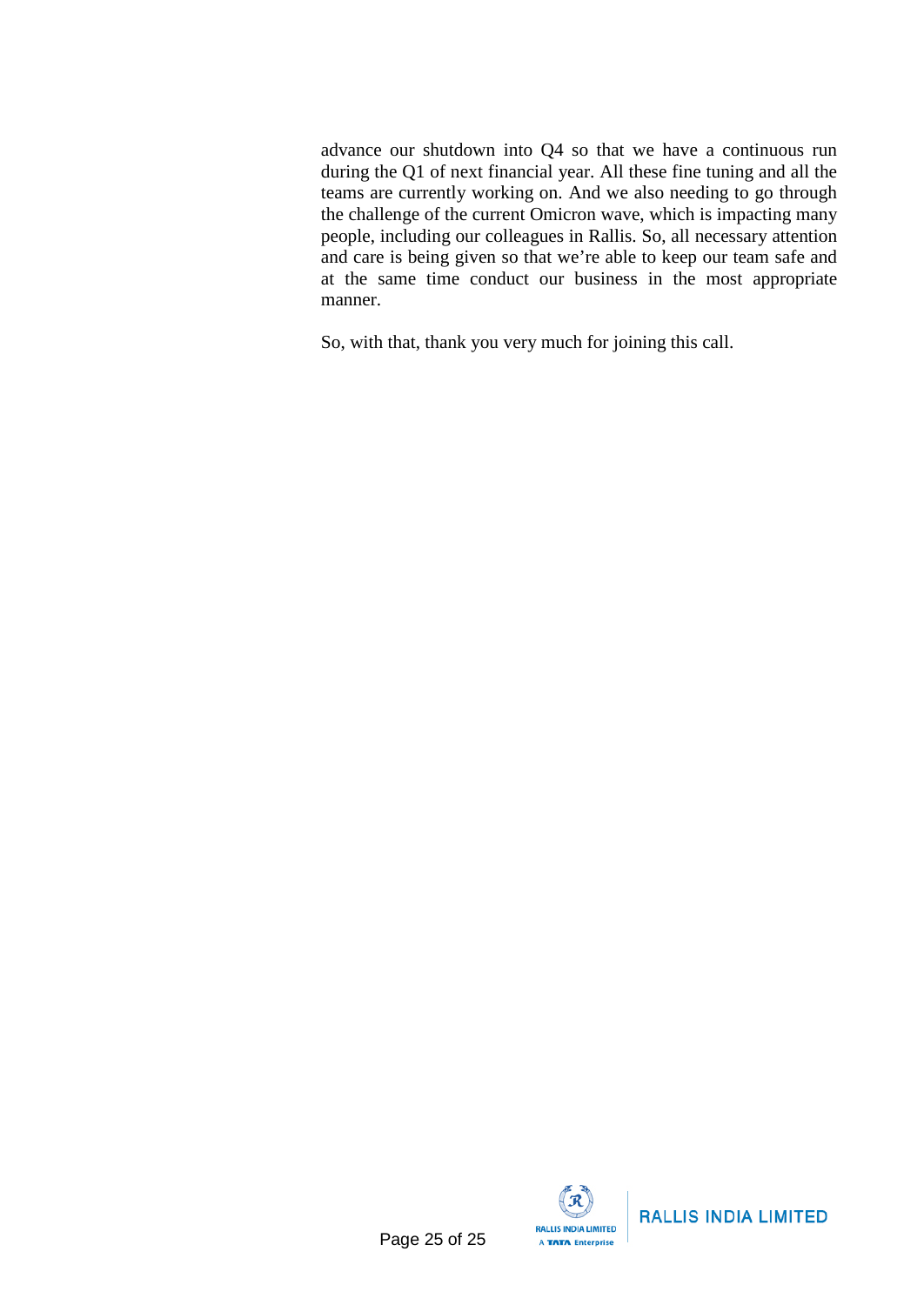advance our shutdown into Q4 so that we have a continuous run during the Q1 of next financial year. All these fine tuning and all the teams are currently working on. And we also needing to go through the challenge of the current Omicron wave, which is impacting many people, including our colleagues in Rallis. So, all necessary attention and care is being given so that we're able to keep our team safe and at the same time conduct our business in the most appropriate manner.

So, with that, thank you very much for joining this call.